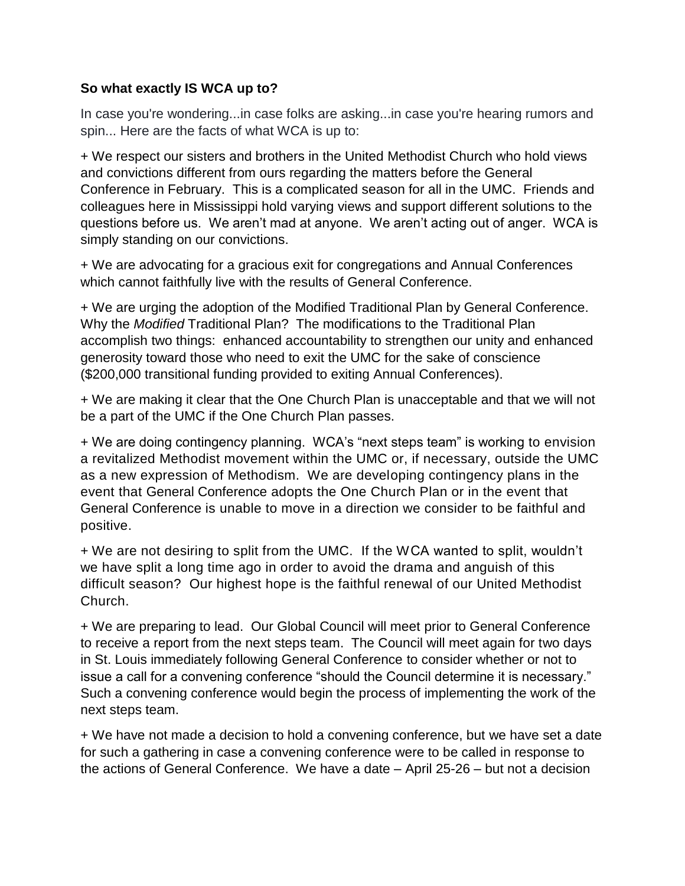**So what exactly IS WCA up to?**

In case you're wondering...in case folks are asking...in case you're hearing rumors and spin... Here are the facts of what WCA is up to:

+ We respect our sisters and brothers in the United Methodist Church who hold views and convictions different from ours regarding the matters before the General Conference in February. This is a complicated season for all in the UMC. Friends and colleagues here in Mississippi hold varying views and support different solutions to the questions before us. We aren't mad at anyone. We aren't acting out of anger. WCA is simply standing on our convictions.

+ We are advocating for a gracious exit for congregations and Annual Conferences which cannot faithfully live with the results of General Conference.

+ We are urging the adoption of the Modified Traditional Plan by General Conference. Why the *Modified* Traditional Plan? The modifications to the Traditional Plan accomplish two things: enhanced accountability to strengthen our unity and enhanced generosity toward those who need to exit the UMC for the sake of conscience ($200,000 transitional funding provided to exiting Annual Conferences).

+ We are making it clear that the One Church Plan is unacceptable and that we will not be a part of the UMC if the One Church Plan passes.

+ We are doing contingency planning. WCA's "next steps team" is working to envision a revitalized Methodist movement within the UMC or, if necessary, outside the UMC as a new expression of Methodism. We are developing contingency plans in the event that General Conference adopts the One Church Plan or in the event that General Conference is unable to move in a direction we consider to be faithful and positive.

+ We are not desiring to split from the UMC. If the WCA wanted to split, wouldn't we have split a long time ago in order to avoid the drama and anguish of this difficult season? Our highest hope is the faithful renewal of our United Methodist Church.

+ We are preparing to lead. Our Global Council will meet prior to General Conference to receive a report from the next steps team. The Council will meet again for two days in St. Louis immediately following General Conference to consider whether or not to issue a call for a convening conference "should the Council determine it is necessary." Such a convening conference would begin the process of implementing the work of the next steps team.

+ We have not made a decision to hold a convening conference, but we have set a date for such a gathering in case a convening conference were to be called in response to the actions of General Conference. We have a date – April 25-26 – but not a decision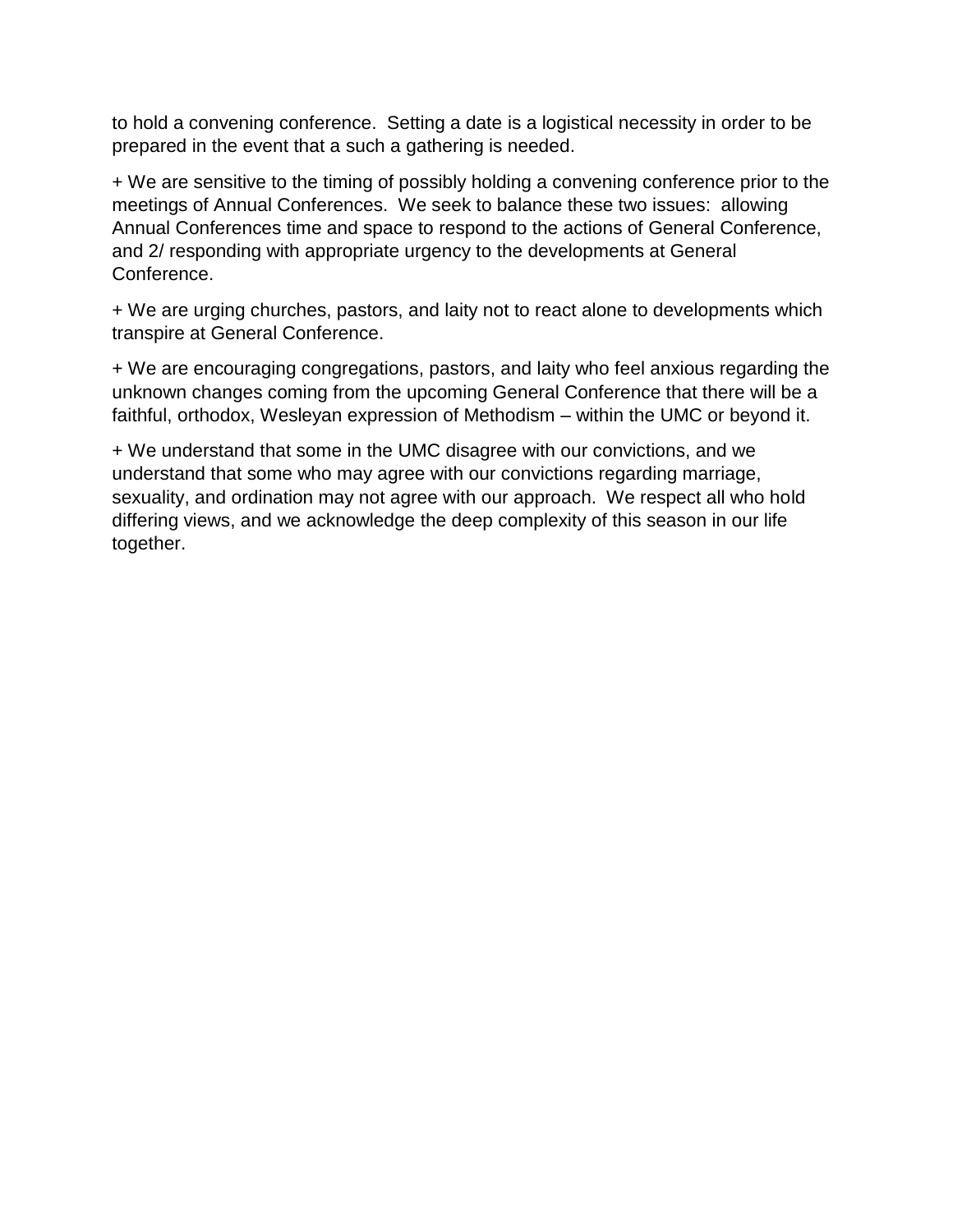to hold a convening conference. Setting a date is a logistical necessity in order to be prepared in the event that a such a gathering is needed.

+ We are sensitive to the timing of possibly holding a convening conference prior to the meetings of Annual Conferences. We seek to balance these two issues: allowing Annual Conferences time and space to respond to the actions of General Conference, and 2/ responding with appropriate urgency to the developments at General Conference.

+ We are urging churches, pastors, and laity not to react alone to developments which transpire at General Conference.

+ We are encouraging congregations, pastors, and laity who feel anxious regarding the unknown changes coming from the upcoming General Conference that there will be a faithful, orthodox, Wesleyan expression of Methodism – within the UMC or beyond it.

+ We understand that some in the UMC disagree with our convictions, and we understand that some who may agree with our convictions regarding marriage, sexuality, and ordination may not agree with our approach. We respect all who hold differing views, and we acknowledge the deep complexity of this season in our life together.